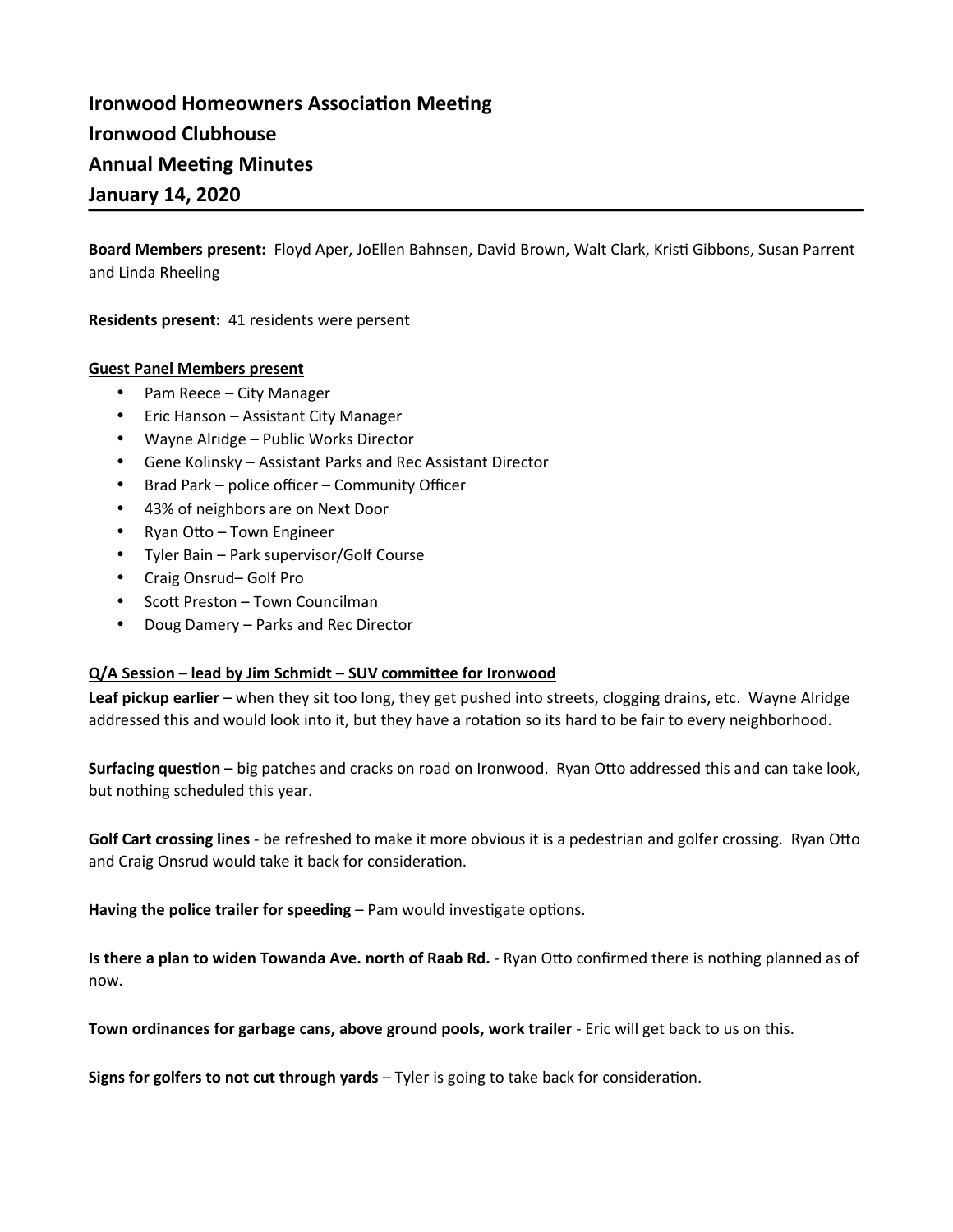# Ironwood Homeowners Association Meeting
# Ironwood Clubhouse
# Annual Meeting Minutes
# January 14, 2020

**Board Members present:** Floyd Aper, JoEllen Bahnsen, David Brown, Walt Clark, Kristi Gibbons, Susan Parrent and Linda Rheeling

**Residents present:** 41 residents were persent

**Guest Panel Members present**

- Pam Reece – City Manager
- Eric Hanson – Assistant City Manager
- Wayne Alridge – Public Works Director
- Gene Kolinsky – Assistant Parks and Rec Assistant Director
- Brad Park – police officer – Community Officer
- 43% of neighbors are on Next Door
- Ryan Otto – Town Engineer
- Tyler Bain – Park supervisor/Golf Course
- Craig Onsrud– Golf Pro
- Scott Preston – Town Councilman
- Doug Damery – Parks and Rec Director

**Q/A Session – lead by Jim Schmidt – SUV committee for Ironwood**

**Leaf pickup earlier** – when they sit too long, they get pushed into streets, clogging drains, etc. Wayne Alridge addressed this and would look into it, but they have a rotation so its hard to be fair to every neighborhood.

**Surfacing question** – big patches and cracks on road on Ironwood. Ryan Otto addressed this and can take look, but nothing scheduled this year.

**Golf Cart crossing lines** - be refreshed to make it more obvious it is a pedestrian and golfer crossing. Ryan Otto and Craig Onsrud would take it back for consideration.

**Having the police trailer for speeding** – Pam would investigate options.

**Is there a plan to widen Towanda Ave. north of Raab Rd.** - Ryan Otto confirmed there is nothing planned as of now.

**Town ordinances for garbage cans, above ground pools, work trailer** - Eric will get back to us on this.

**Signs for golfers to not cut through yards** – Tyler is going to take back for consideration.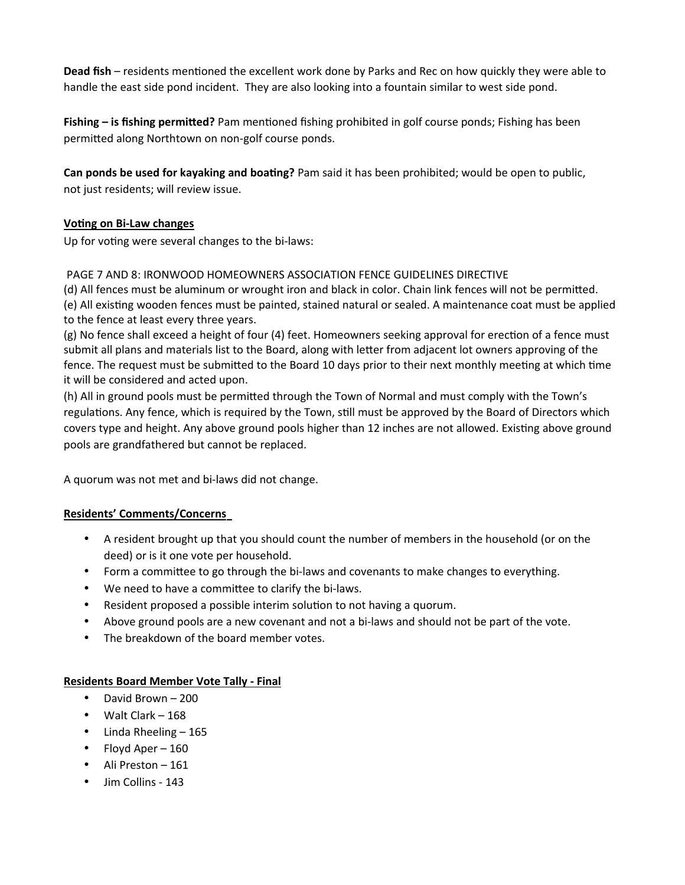**Dead fish** – residents mentioned the excellent work done by Parks and Rec on how quickly they were able to handle the east side pond incident. They are also looking into a fountain similar to west side pond.

**Fishing – is fishing permitted?** Pam mentioned fishing prohibited in golf course ponds; Fishing has been permitted along Northtown on non-golf course ponds.

**Can ponds be used for kayaking and boating?** Pam said it has been prohibited; would be open to public, not just residents; will review issue.

**<u>Voting on Bi-Law changes</u>**

Up for voting were several changes to the bi-laws:

PAGE 7 AND 8: IRONWOOD HOMEOWNERS ASSOCIATION FENCE GUIDELINES DIRECTIVE

(d) All fences must be aluminum or wrought iron and black in color. Chain link fences will not be permitted.

(e) All existing wooden fences must be painted, stained natural or sealed. A maintenance coat must be applied to the fence at least every three years.

(g) No fence shall exceed a height of four (4) feet. Homeowners seeking approval for erection of a fence must submit all plans and materials list to the Board, along with letter from adjacent lot owners approving of the fence. The request must be submitted to the Board 10 days prior to their next monthly meeting at which time it will be considered and acted upon.

(h) All in ground pools must be permitted through the Town of Normal and must comply with the Town's regulations. Any fence, which is required by the Town, still must be approved by the Board of Directors which covers type and height. Any above ground pools higher than 12 inches are not allowed. Existing above ground pools are grandfathered but cannot be replaced.

A quorum was not met and bi-laws did not change.

**<u>Residents' Comments/Concerns</u>**

- A resident brought up that you should count the number of members in the household (or on the deed) or is it one vote per household.
- Form a committee to go through the bi-laws and covenants to make changes to everything.
- We need to have a committee to clarify the bi-laws.
- Resident proposed a possible interim solution to not having a quorum.
- Above ground pools are a new covenant and not a bi-laws and should not be part of the vote.
- The breakdown of the board member votes.

**<u>Residents Board Member Vote Tally - Final</u>**

- David Brown – 200
- Walt Clark – 168
- Linda Rheeling – 165
- Floyd Aper – 160
- Ali Preston – 161
- Jim Collins - 143